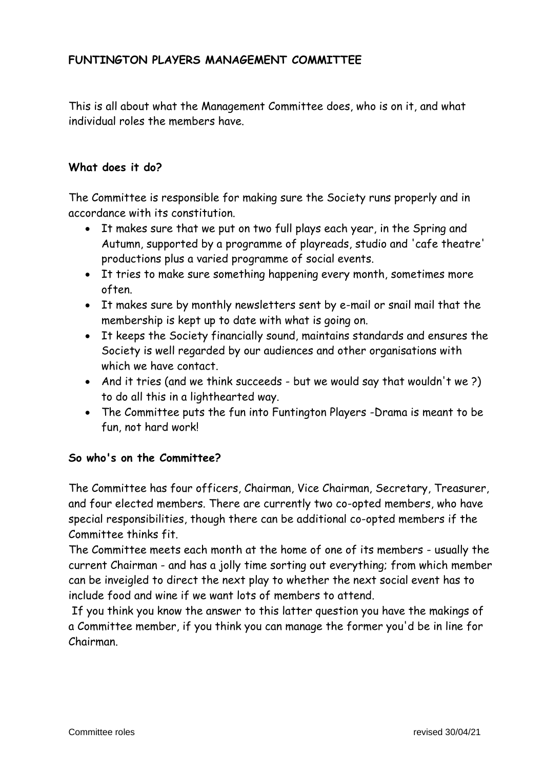# FUNTINGTON PLAYERS MANAGEMENT COMMITTEE

This is all about what the Management Committee does, who is on it, and what individual roles the members have.

### What does it do?

The Committee is responsible for making sure the Society runs properly and in accordance with its constitution.

- It makes sure that we put on two full plays each year, in the Spring and Autumn, supported by a programme of playreads, studio and 'cafe theatre' productions plus a varied programme of social events.
- It tries to make sure something happening every month, sometimes more often.
- It makes sure by monthly newsletters sent by e-mail or snail mail that the membership is kept up to date with what is going on.
- It keeps the Society financially sound, maintains standards and ensures the Society is well regarded by our audiences and other organisations with which we have contact.
- And it tries (and we think succeeds - but we would say that wouldn't we ?) to do all this in a lighthearted way.
- The Committee puts the fun into Funtington Players -Drama is meant to be fun, not hard work!

### So who's on the Committee?

The Committee has four officers, Chairman, Vice Chairman, Secretary, Treasurer, and four elected members. There are currently two co-opted members, who have special responsibilities, though there can be additional co-opted members if the Committee thinks fit.

The Committee meets each month at the home of one of its members - usually the current Chairman - and has a jolly time sorting out everything; from which member can be inveigled to direct the next play to whether the next social event has to include food and wine if we want lots of members to attend.

If you think you know the answer to this latter question you have the makings of a Committee member, if you think you can manage the former you'd be in line for Chairman.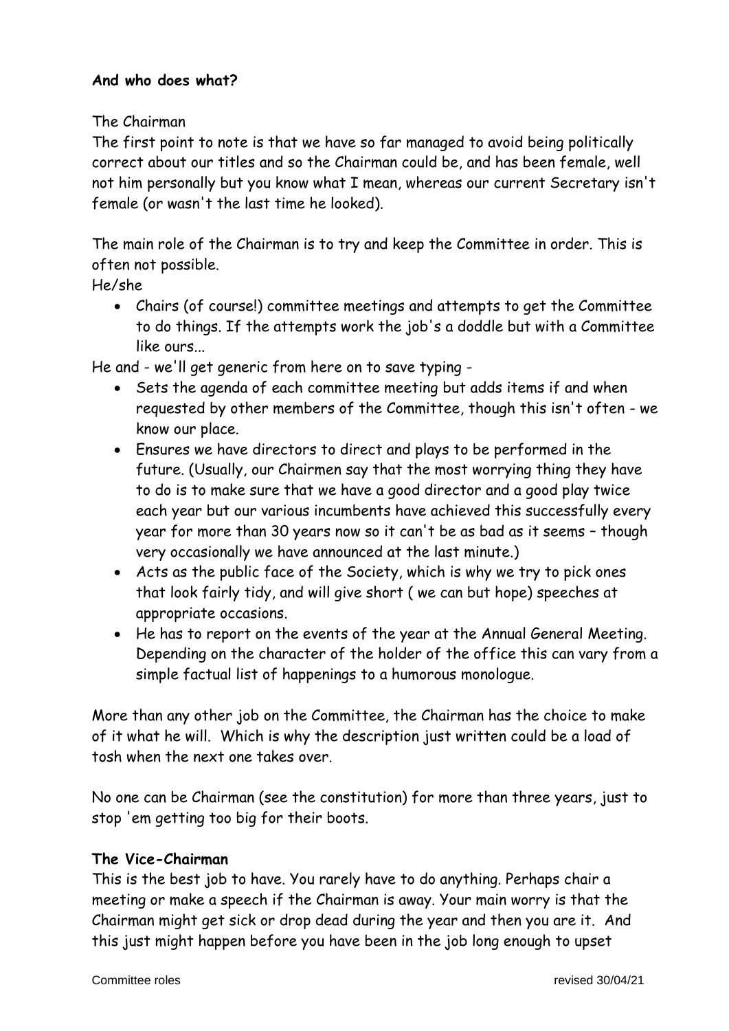**And who does what?**

The Chairman

The first point to note is that we have so far managed to avoid being politically correct about our titles and so the Chairman could be, and has been female, well not him personally but you know what I mean, whereas our current Secretary isn't female (or wasn't the last time he looked).

The main role of the Chairman is to try and keep the Committee in order. This is often not possible.

He/she

- Chairs (of course!) committee meetings and attempts to get the Committee to do things. If the attempts work the job's a doddle but with a Committee like ours...

He and - we'll get generic from here on to save typing -

- Sets the agenda of each committee meeting but adds items if and when requested by other members of the Committee, though this isn't often - we know our place.
- Ensures we have directors to direct and plays to be performed in the future. (Usually, our Chairmen say that the most worrying thing they have to do is to make sure that we have a good director and a good play twice each year but our various incumbents have achieved this successfully every year for more than 30 years now so it can't be as bad as it seems – though very occasionally we have announced at the last minute.)
- Acts as the public face of the Society, which is why we try to pick ones that look fairly tidy, and will give short ( we can but hope) speeches at appropriate occasions.
- He has to report on the events of the year at the Annual General Meeting. Depending on the character of the holder of the office this can vary from a simple factual list of happenings to a humorous monologue.

More than any other job on the Committee, the Chairman has the choice to make of it what he will. Which is why the description just written could be a load of tosh when the next one takes over.

No one can be Chairman (see the constitution) for more than three years, just to stop 'em getting too big for their boots.

**The Vice-Chairman**

This is the best job to have. You rarely have to do anything. Perhaps chair a meeting or make a speech if the Chairman is away. Your main worry is that the Chairman might get sick or drop dead during the year and then you are it. And this just might happen before you have been in the job long enough to upset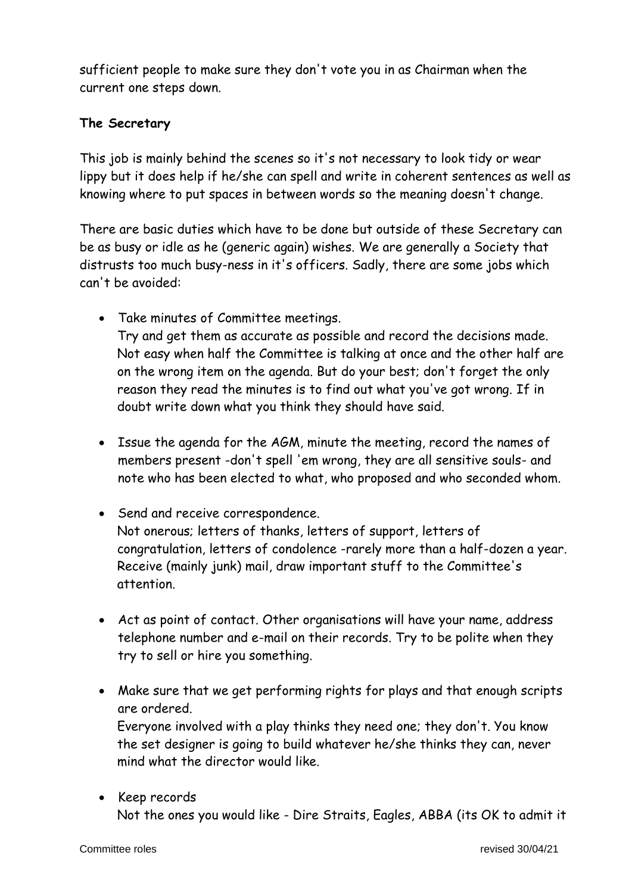sufficient people to make sure they don't vote you in as Chairman when the current one steps down.

**The Secretary**

This job is mainly behind the scenes so it's not necessary to look tidy or wear lippy but it does help if he/she can spell and write in coherent sentences as well as knowing where to put spaces in between words so the meaning doesn't change.

There are basic duties which have to be done but outside of these Secretary can be as busy or idle as he (generic again) wishes. We are generally a Society that distrusts too much busy-ness in it's officers. Sadly, there are some jobs which can't be avoided:

- Take minutes of Committee meetings.
  Try and get them as accurate as possible and record the decisions made. Not easy when half the Committee is talking at once and the other half are on the wrong item on the agenda. But do your best; don't forget the only reason they read the minutes is to find out what you've got wrong. If in doubt write down what you think they should have said.

- Issue the agenda for the AGM, minute the meeting, record the names of members present -don't spell 'em wrong, they are all sensitive souls- and note who has been elected to what, who proposed and who seconded whom.

- Send and receive correspondence.
  Not onerous; letters of thanks, letters of support, letters of congratulation, letters of condolence -rarely more than a half-dozen a year. Receive (mainly junk) mail, draw important stuff to the Committee's attention.

- Act as point of contact. Other organisations will have your name, address telephone number and e-mail on their records. Try to be polite when they try to sell or hire you something.

- Make sure that we get performing rights for plays and that enough scripts are ordered.
  Everyone involved with a play thinks they need one; they don't. You know the set designer is going to build whatever he/she thinks they can, never mind what the director would like.

- Keep records
  Not the ones you would like - Dire Straits, Eagles, ABBA (its OK to admit it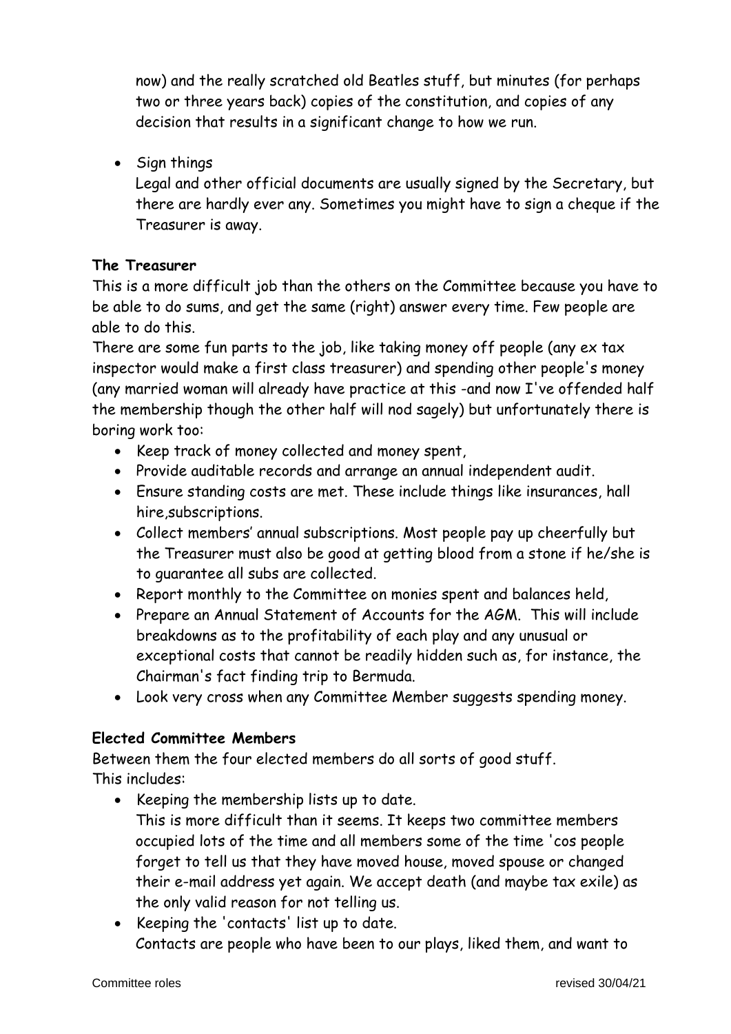now) and the really scratched old Beatles stuff, but minutes (for perhaps two or three years back) copies of the constitution, and copies of any decision that results in a significant change to how we run.

- Sign things
  Legal and other official documents are usually signed by the Secretary, but there are hardly ever any. Sometimes you might have to sign a cheque if the Treasurer is away.

**The Treasurer**

This is a more difficult job than the others on the Committee because you have to be able to do sums, and get the same (right) answer every time. Few people are able to do this.

There are some fun parts to the job, like taking money off people (any ex tax inspector would make a first class treasurer) and spending other people's money (any married woman will already have practice at this -and now I've offended half the membership though the other half will nod sagely) but unfortunately there is boring work too:

- Keep track of money collected and money spent,
- Provide auditable records and arrange an annual independent audit.
- Ensure standing costs are met. These include things like insurances, hall hire,subscriptions.
- Collect members' annual subscriptions. Most people pay up cheerfully but the Treasurer must also be good at getting blood from a stone if he/she is to guarantee all subs are collected.
- Report monthly to the Committee on monies spent and balances held,
- Prepare an Annual Statement of Accounts for the AGM. This will include breakdowns as to the profitability of each play and any unusual or exceptional costs that cannot be readily hidden such as, for instance, the Chairman's fact finding trip to Bermuda.
- Look very cross when any Committee Member suggests spending money.

**Elected Committee Members**

Between them the four elected members do all sorts of good stuff.
This includes:

- Keeping the membership lists up to date.
  This is more difficult than it seems. It keeps two committee members occupied lots of the time and all members some of the time 'cos people forget to tell us that they have moved house, moved spouse or changed their e-mail address yet again. We accept death (and maybe tax exile) as the only valid reason for not telling us.
- Keeping the 'contacts' list up to date.
  Contacts are people who have been to our plays, liked them, and want to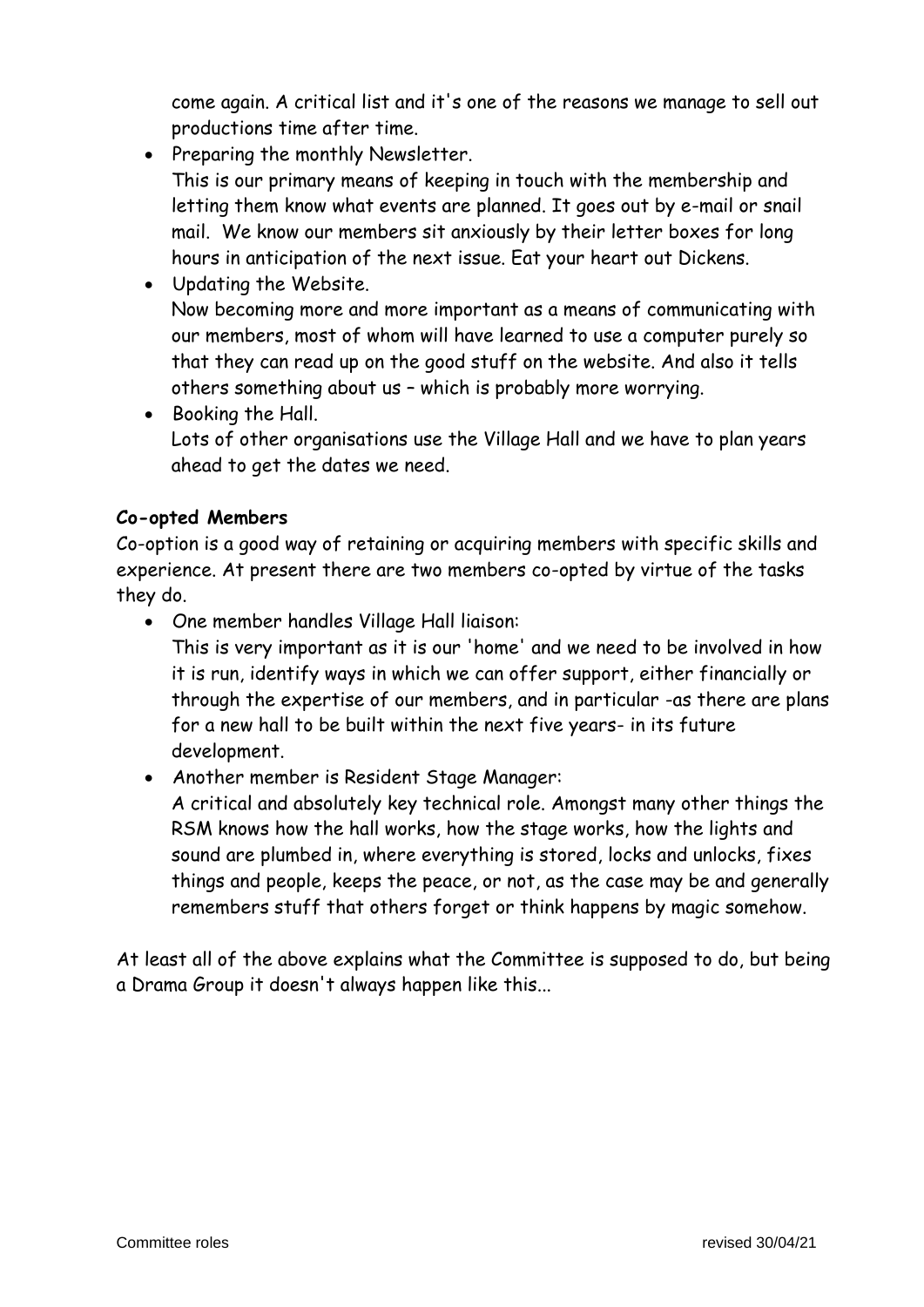come again. A critical list and it's one of the reasons we manage to sell out productions time after time.

- Preparing the monthly Newsletter.
  This is our primary means of keeping in touch with the membership and letting them know what events are planned. It goes out by e-mail or snail mail. We know our members sit anxiously by their letter boxes for long hours in anticipation of the next issue. Eat your heart out Dickens.
- Updating the Website.
  Now becoming more and more important as a means of communicating with our members, most of whom will have learned to use a computer purely so that they can read up on the good stuff on the website. And also it tells others something about us – which is probably more worrying.
- Booking the Hall.
  Lots of other organisations use the Village Hall and we have to plan years ahead to get the dates we need.

**Co-opted Members**

Co-option is a good way of retaining or acquiring members with specific skills and experience. At present there are two members co-opted by virtue of the tasks they do.

- One member handles Village Hall liaison:
  This is very important as it is our 'home' and we need to be involved in how it is run, identify ways in which we can offer support, either financially or through the expertise of our members, and in particular -as there are plans for a new hall to be built within the next five years- in its future development.
- Another member is Resident Stage Manager:
  A critical and absolutely key technical role. Amongst many other things the RSM knows how the hall works, how the stage works, how the lights and sound are plumbed in, where everything is stored, locks and unlocks, fixes things and people, keeps the peace, or not, as the case may be and generally remembers stuff that others forget or think happens by magic somehow.

At least all of the above explains what the Committee is supposed to do, but being a Drama Group it doesn't always happen like this...